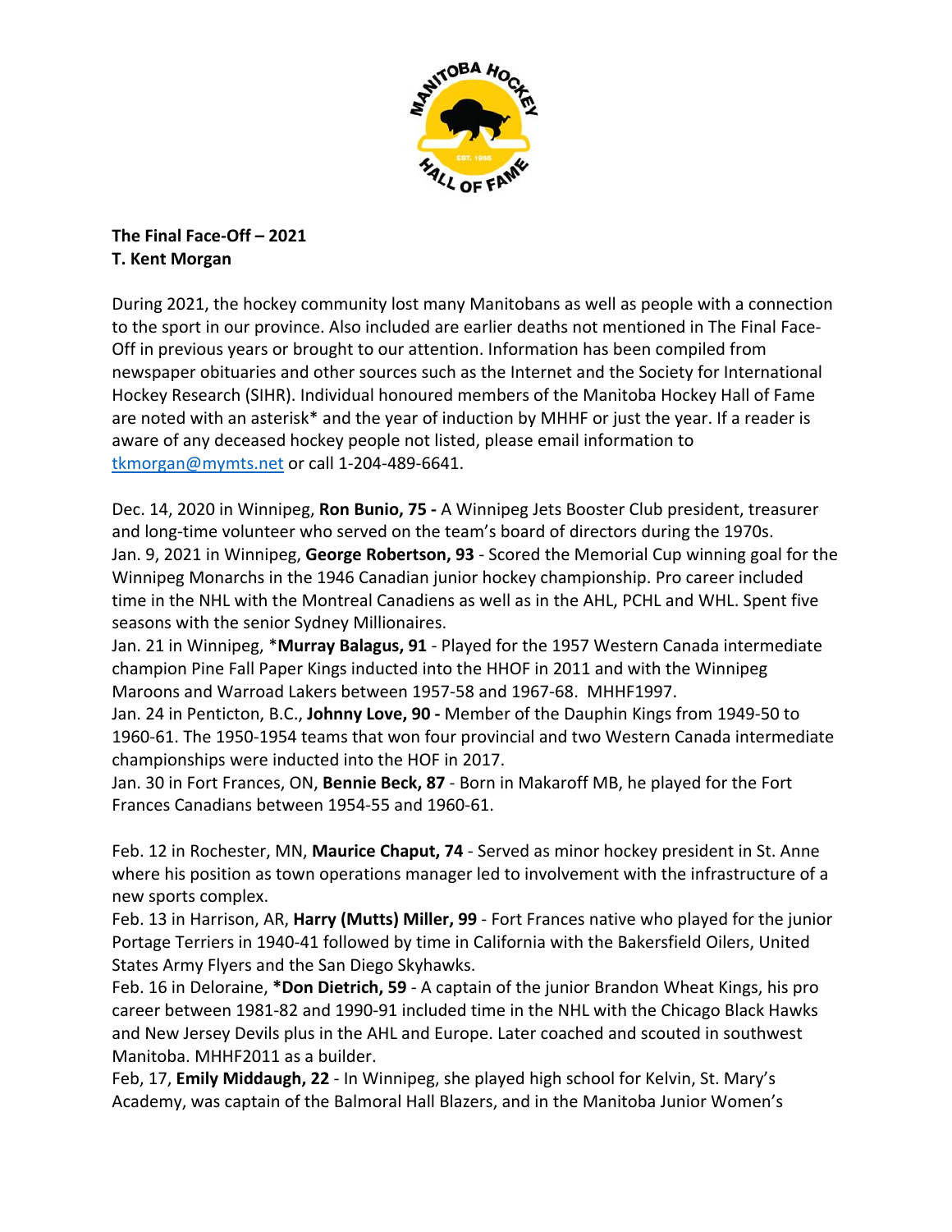**The Final Face-Off – 2021**
**T. Kent Morgan**

During 2021, the hockey community lost many Manitobans as well as people with a connection to the sport in our province. Also included are earlier deaths not mentioned in The Final Face-Off in previous years or brought to our attention. Information has been compiled from newspaper obituaries and other sources such as the Internet and the Society for International Hockey Research (SIHR). Individual honoured members of the Manitoba Hockey Hall of Fame are noted with an asterisk* and the year of induction by MHHF or just the year. If a reader is aware of any deceased hockey people not listed, please email information to tkmorgan@mymts.net or call 1-204-489-6641.

Dec. 14, 2020 in Winnipeg, **Ron Bunio, 75 -** A Winnipeg Jets Booster Club president, treasurer and long-time volunteer who served on the team's board of directors during the 1970s.
Jan. 9, 2021 in Winnipeg, **George Robertson, 93** - Scored the Memorial Cup winning goal for the Winnipeg Monarchs in the 1946 Canadian junior hockey championship. Pro career included time in the NHL with the Montreal Canadiens as well as in the AHL, PCHL and WHL. Spent five seasons with the senior Sydney Millionaires.
Jan. 21 in Winnipeg, ***Murray Balagus, 91** - Played for the 1957 Western Canada intermediate champion Pine Fall Paper Kings inducted into the HHOF in 2011 and with the Winnipeg Maroons and Warroad Lakers between 1957-58 and 1967-68. MHHF1997.
Jan. 24 in Penticton, B.C., **Johnny Love, 90 -** Member of the Dauphin Kings from 1949-50 to 1960-61. The 1950-1954 teams that won four provincial and two Western Canada intermediate championships were inducted into the HOF in 2017.
Jan. 30 in Fort Frances, ON, **Bennie Beck, 87** - Born in Makaroff MB, he played for the Fort Frances Canadians between 1954-55 and 1960-61.

Feb. 12 in Rochester, MN, **Maurice Chaput, 74** - Served as minor hockey president in St. Anne where his position as town operations manager led to involvement with the infrastructure of a new sports complex.
Feb. 13 in Harrison, AR, **Harry (Mutts) Miller, 99** - Fort Frances native who played for the junior Portage Terriers in 1940-41 followed by time in California with the Bakersfield Oilers, United States Army Flyers and the San Diego Skyhawks.
Feb. 16 in Deloraine, ***Don Dietrich, 59** - A captain of the junior Brandon Wheat Kings, his pro career between 1981-82 and 1990-91 included time in the NHL with the Chicago Black Hawks and New Jersey Devils plus in the AHL and Europe. Later coached and scouted in southwest Manitoba. MHHF2011 as a builder.
Feb, 17, **Emily Middaugh, 22** - In Winnipeg, she played high school for Kelvin, St. Mary's Academy, was captain of the Balmoral Hall Blazers, and in the Manitoba Junior Women's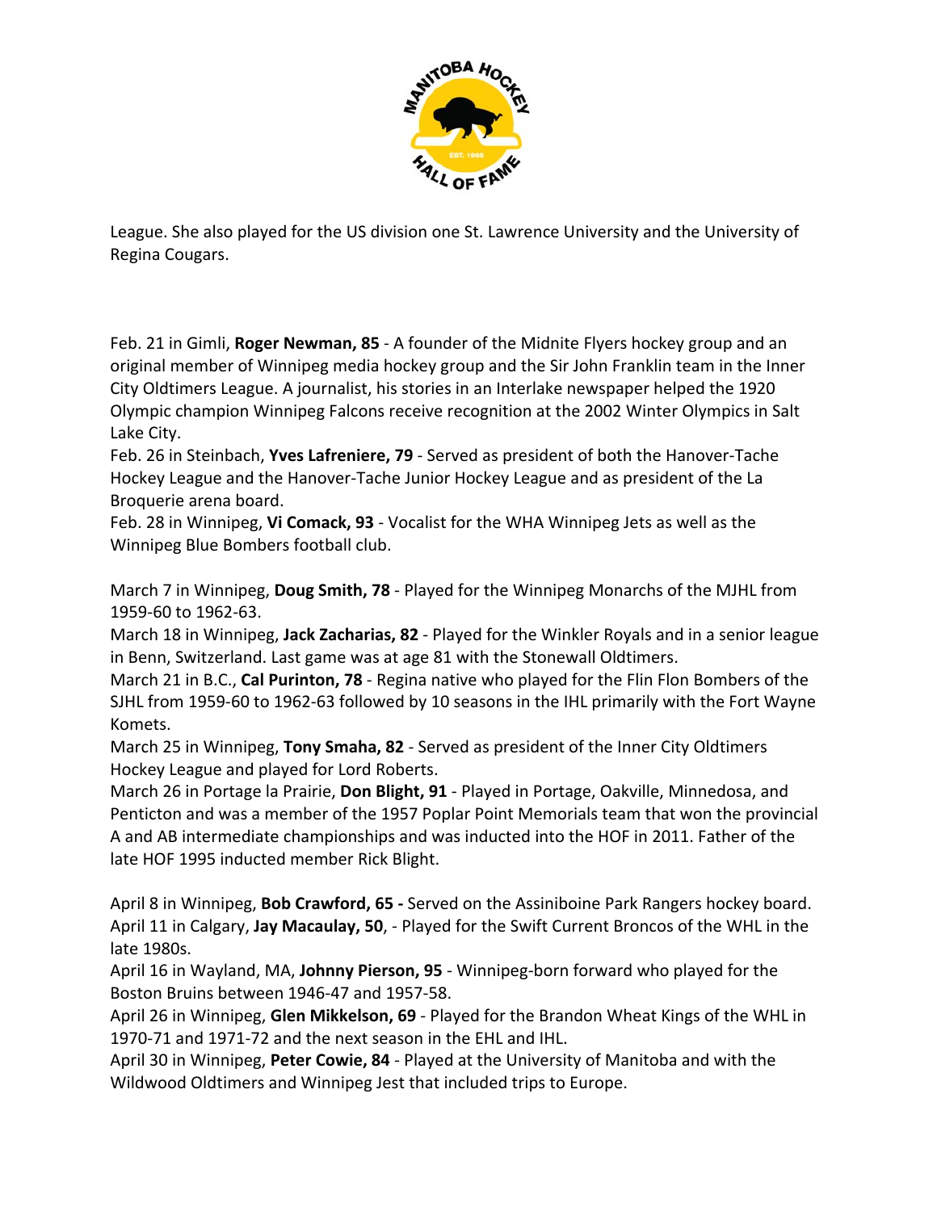League. She also played for the US division one St. Lawrence University and the University of Regina Cougars.

Feb. 21 in Gimli, **Roger Newman, 85** - A founder of the Midnite Flyers hockey group and an original member of Winnipeg media hockey group and the Sir John Franklin team in the Inner City Oldtimers League. A journalist, his stories in an Interlake newspaper helped the 1920 Olympic champion Winnipeg Falcons receive recognition at the 2002 Winter Olympics in Salt Lake City.
Feb. 26 in Steinbach, **Yves Lafreniere, 79** - Served as president of both the Hanover-Tache Hockey League and the Hanover-Tache Junior Hockey League and as president of the La Broquerie arena board.
Feb. 28 in Winnipeg, **Vi Comack, 93** - Vocalist for the WHA Winnipeg Jets as well as the Winnipeg Blue Bombers football club.

March 7 in Winnipeg, **Doug Smith, 78** - Played for the Winnipeg Monarchs of the MJHL from 1959-60 to 1962-63.
March 18 in Winnipeg, **Jack Zacharias, 82** - Played for the Winkler Royals and in a senior league in Benn, Switzerland. Last game was at age 81 with the Stonewall Oldtimers.
March 21 in B.C., **Cal Purinton, 78** - Regina native who played for the Flin Flon Bombers of the SJHL from 1959-60 to 1962-63 followed by 10 seasons in the IHL primarily with the Fort Wayne Komets.
March 25 in Winnipeg, **Tony Smaha, 82** - Served as president of the Inner City Oldtimers Hockey League and played for Lord Roberts.
March 26 in Portage la Prairie, **Don Blight, 91** - Played in Portage, Oakville, Minnedosa, and Penticton and was a member of the 1957 Poplar Point Memorials team that won the provincial A and AB intermediate championships and was inducted into the HOF in 2011. Father of the late HOF 1995 inducted member Rick Blight.

April 8 in Winnipeg, **Bob Crawford, 65 -** Served on the Assiniboine Park Rangers hockey board.
April 11 in Calgary, **Jay Macaulay, 50**, - Played for the Swift Current Broncos of the WHL in the late 1980s.
April 16 in Wayland, MA, **Johnny Pierson, 95** - Winnipeg-born forward who played for the Boston Bruins between 1946-47 and 1957-58.
April 26 in Winnipeg, **Glen Mikkelson, 69** - Played for the Brandon Wheat Kings of the WHL in 1970-71 and 1971-72 and the next season in the EHL and IHL.
April 30 in Winnipeg, **Peter Cowie, 84** - Played at the University of Manitoba and with the Wildwood Oldtimers and Winnipeg Jest that included trips to Europe.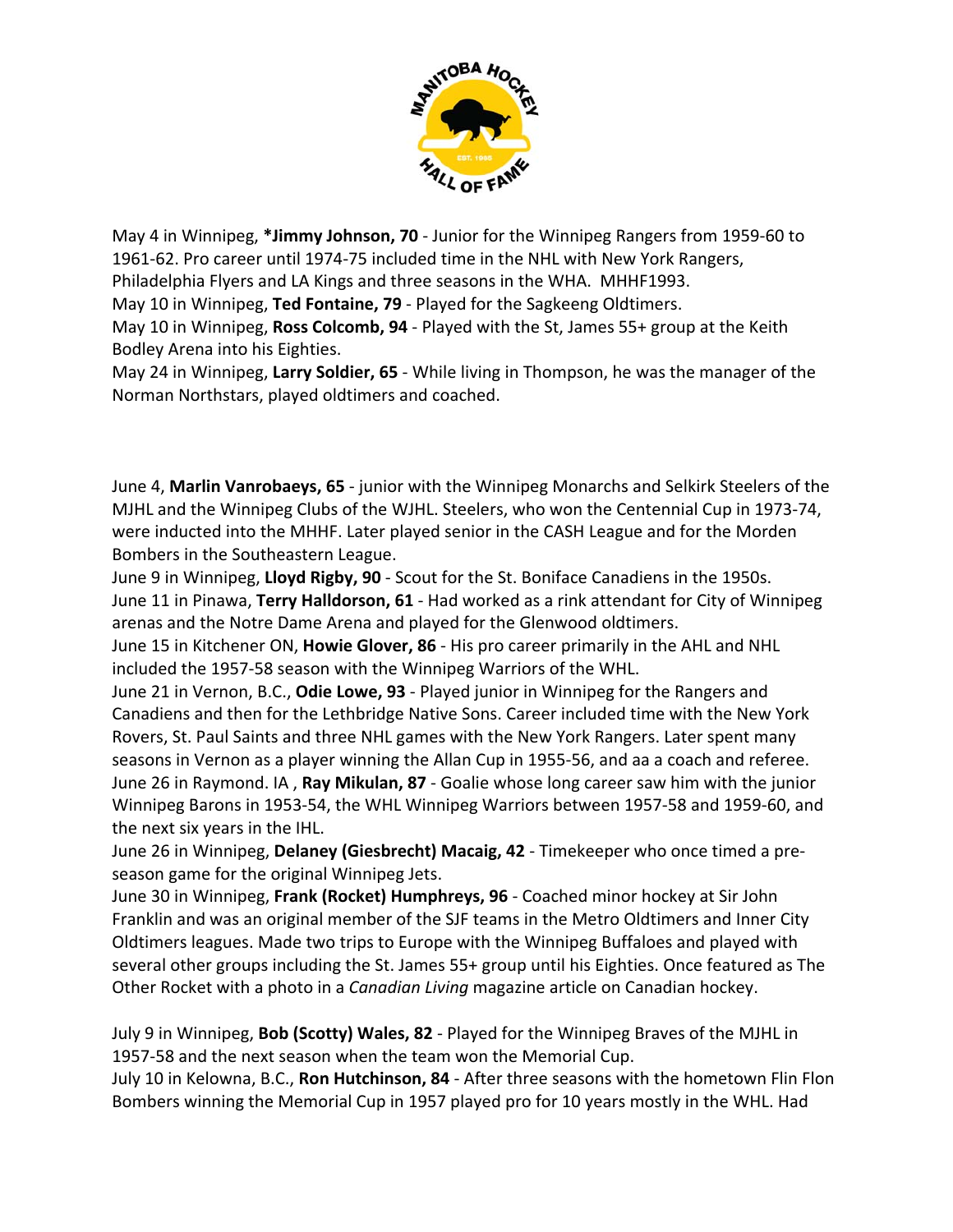May 4 in Winnipeg, ***Jimmy Johnson, 70** - Junior for the Winnipeg Rangers from 1959-60 to 1961-62. Pro career until 1974-75 included time in the NHL with New York Rangers, Philadelphia Flyers and LA Kings and three seasons in the WHA. MHHF1993.
May 10 in Winnipeg, **Ted Fontaine, 79** - Played for the Sagkeeng Oldtimers.
May 10 in Winnipeg, **Ross Colcomb, 94** - Played with the St, James 55+ group at the Keith Bodley Arena into his Eighties.
May 24 in Winnipeg, **Larry Soldier, 65** - While living in Thompson, he was the manager of the Norman Northstars, played oldtimers and coached.

June 4, **Marlin Vanrobaeys, 65** - junior with the Winnipeg Monarchs and Selkirk Steelers of the MJHL and the Winnipeg Clubs of the WJHL. Steelers, who won the Centennial Cup in 1973-74, were inducted into the MHHF. Later played senior in the CASH League and for the Morden Bombers in the Southeastern League.
June 9 in Winnipeg, **Lloyd Rigby, 90** - Scout for the St. Boniface Canadiens in the 1950s.
June 11 in Pinawa, **Terry Halldorson, 61** - Had worked as a rink attendant for City of Winnipeg arenas and the Notre Dame Arena and played for the Glenwood oldtimers.
June 15 in Kitchener ON, **Howie Glover, 86** - His pro career primarily in the AHL and NHL included the 1957-58 season with the Winnipeg Warriors of the WHL.
June 21 in Vernon, B.C., **Odie Lowe, 93** - Played junior in Winnipeg for the Rangers and Canadiens and then for the Lethbridge Native Sons. Career included time with the New York Rovers, St. Paul Saints and three NHL games with the New York Rangers. Later spent many seasons in Vernon as a player winning the Allan Cup in 1955-56, and aa a coach and referee.
June 26 in Raymond. IA , **Ray Mikulan, 87** - Goalie whose long career saw him with the junior Winnipeg Barons in 1953-54, the WHL Winnipeg Warriors between 1957-58 and 1959-60, and the next six years in the IHL.
June 26 in Winnipeg, **Delaney (Giesbrecht) Macaig, 42** - Timekeeper who once timed a pre-season game for the original Winnipeg Jets.
June 30 in Winnipeg, **Frank (Rocket) Humphreys, 96** - Coached minor hockey at Sir John Franklin and was an original member of the SJF teams in the Metro Oldtimers and Inner City Oldtimers leagues. Made two trips to Europe with the Winnipeg Buffaloes and played with several other groups including the St. James 55+ group until his Eighties. Once featured as The Other Rocket with a photo in a *Canadian Living* magazine article on Canadian hockey.

July 9 in Winnipeg, **Bob (Scotty) Wales, 82** - Played for the Winnipeg Braves of the MJHL in 1957-58 and the next season when the team won the Memorial Cup.
July 10 in Kelowna, B.C., **Ron Hutchinson, 84** - After three seasons with the hometown Flin Flon Bombers winning the Memorial Cup in 1957 played pro for 10 years mostly in the WHL. Had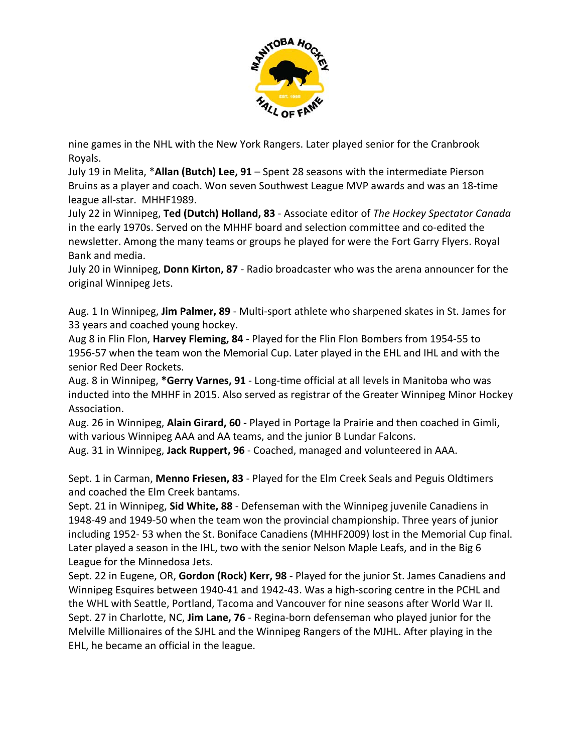nine games in the NHL with the New York Rangers. Later played senior for the Cranbrook Royals.

July 19 in Melita, ***Allan (Butch) Lee, 91** – Spent 28 seasons with the intermediate Pierson Bruins as a player and coach. Won seven Southwest League MVP awards and was an 18-time league all-star. MHHF1989.

July 22 in Winnipeg, **Ted (Dutch) Holland, 83** - Associate editor of *The Hockey Spectator Canada* in the early 1970s. Served on the MHHF board and selection committee and co-edited the newsletter. Among the many teams or groups he played for were the Fort Garry Flyers. Royal Bank and media.

July 20 in Winnipeg, **Donn Kirton, 87** - Radio broadcaster who was the arena announcer for the original Winnipeg Jets.

Aug. 1 In Winnipeg, **Jim Palmer, 89** - Multi-sport athlete who sharpened skates in St. James for 33 years and coached young hockey.

Aug 8 in Flin Flon, **Harvey Fleming, 84** - Played for the Flin Flon Bombers from 1954-55 to 1956-57 when the team won the Memorial Cup. Later played in the EHL and IHL and with the senior Red Deer Rockets.

Aug. 8 in Winnipeg, ***Gerry Varnes, 91** - Long-time official at all levels in Manitoba who was inducted into the MHHF in 2015. Also served as registrar of the Greater Winnipeg Minor Hockey Association.

Aug. 26 in Winnipeg, **Alain Girard, 60** - Played in Portage la Prairie and then coached in Gimli, with various Winnipeg AAA and AA teams, and the junior B Lundar Falcons.

Aug. 31 in Winnipeg, **Jack Ruppert, 96** - Coached, managed and volunteered in AAA.

Sept. 1 in Carman, **Menno Friesen, 83** - Played for the Elm Creek Seals and Peguis Oldtimers and coached the Elm Creek bantams.

Sept. 21 in Winnipeg, **Sid White, 88** - Defenseman with the Winnipeg juvenile Canadiens in 1948-49 and 1949-50 when the team won the provincial championship. Three years of junior including 1952- 53 when the St. Boniface Canadiens (MHHF2009) lost in the Memorial Cup final. Later played a season in the IHL, two with the senior Nelson Maple Leafs, and in the Big 6 League for the Minnedosa Jets.

Sept. 22 in Eugene, OR, **Gordon (Rock) Kerr, 98** - Played for the junior St. James Canadiens and Winnipeg Esquires between 1940-41 and 1942-43. Was a high-scoring centre in the PCHL and the WHL with Seattle, Portland, Tacoma and Vancouver for nine seasons after World War II.

Sept. 27 in Charlotte, NC, **Jim Lane, 76** - Regina-born defenseman who played junior for the Melville Millionaires of the SJHL and the Winnipeg Rangers of the MJHL. After playing in the EHL, he became an official in the league.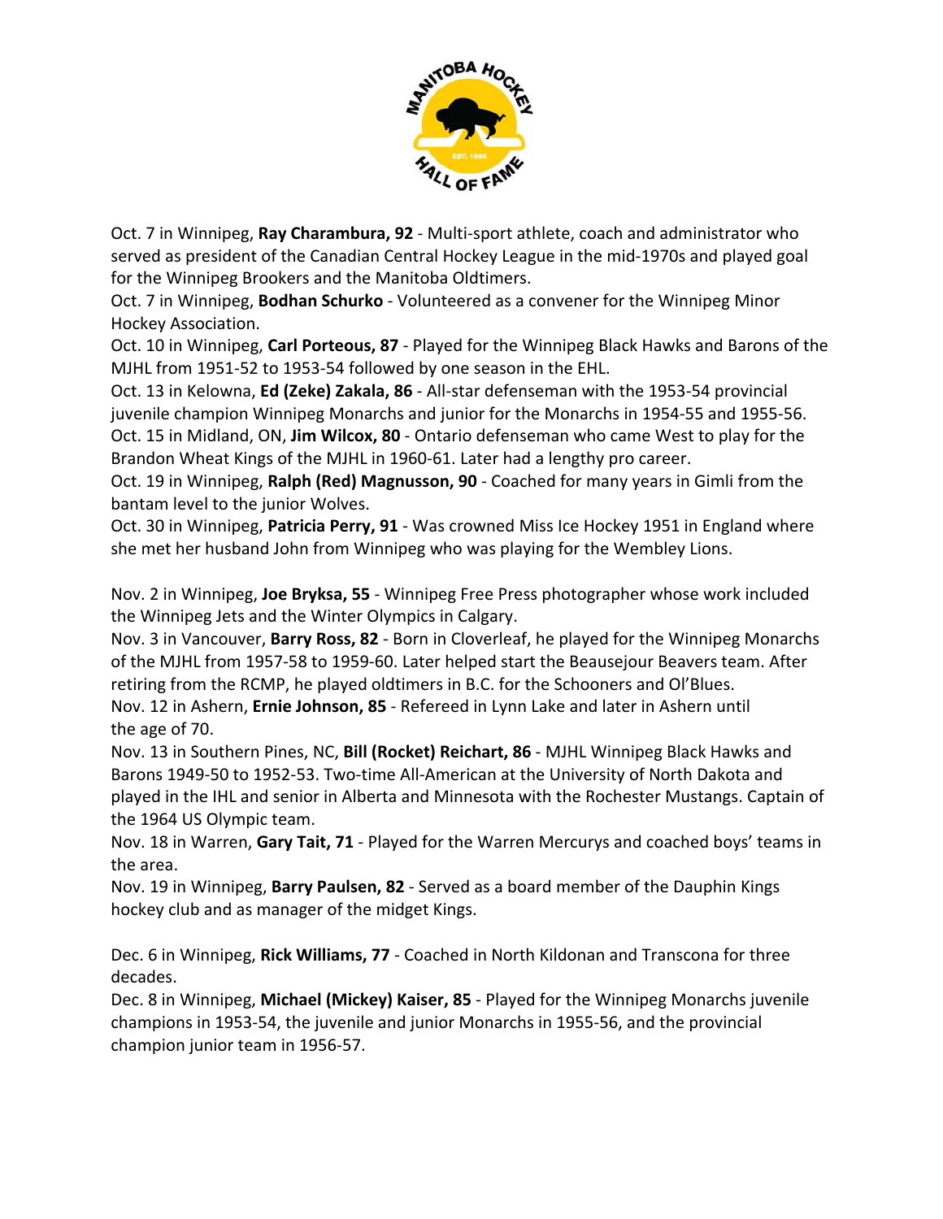Oct. 7 in Winnipeg, **Ray Charambura, 92** - Multi-sport athlete, coach and administrator who served as president of the Canadian Central Hockey League in the mid-1970s and played goal for the Winnipeg Brookers and the Manitoba Oldtimers.
Oct. 7 in Winnipeg, **Bodhan Schurko** - Volunteered as a convener for the Winnipeg Minor Hockey Association.
Oct. 10 in Winnipeg, **Carl Porteous, 87** - Played for the Winnipeg Black Hawks and Barons of the MJHL from 1951-52 to 1953-54 followed by one season in the EHL.
Oct. 13 in Kelowna, **Ed (Zeke) Zakala, 86** - All-star defenseman with the 1953-54 provincial juvenile champion Winnipeg Monarchs and junior for the Monarchs in 1954-55 and 1955-56.
Oct. 15 in Midland, ON, **Jim Wilcox, 80** - Ontario defenseman who came West to play for the Brandon Wheat Kings of the MJHL in 1960-61. Later had a lengthy pro career.
Oct. 19 in Winnipeg, **Ralph (Red) Magnusson, 90** - Coached for many years in Gimli from the bantam level to the junior Wolves.
Oct. 30 in Winnipeg, **Patricia Perry, 91** - Was crowned Miss Ice Hockey 1951 in England where she met her husband John from Winnipeg who was playing for the Wembley Lions.

Nov. 2 in Winnipeg, **Joe Bryksa, 55** - Winnipeg Free Press photographer whose work included the Winnipeg Jets and the Winter Olympics in Calgary.
Nov. 3 in Vancouver, **Barry Ross, 82** - Born in Cloverleaf, he played for the Winnipeg Monarchs of the MJHL from 1957-58 to 1959-60. Later helped start the Beausejour Beavers team. After retiring from the RCMP, he played oldtimers in B.C. for the Schooners and Ol'Blues.
Nov. 12 in Ashern, **Ernie Johnson, 85** - Refereed in Lynn Lake and later in Ashern until the age of 70.
Nov. 13 in Southern Pines, NC, **Bill (Rocket) Reichart, 86** - MJHL Winnipeg Black Hawks and Barons 1949-50 to 1952-53. Two-time All-American at the University of North Dakota and played in the IHL and senior in Alberta and Minnesota with the Rochester Mustangs. Captain of the 1964 US Olympic team.
Nov. 18 in Warren, **Gary Tait, 71** - Played for the Warren Mercurys and coached boys' teams in the area.
Nov. 19 in Winnipeg, **Barry Paulsen, 82** - Served as a board member of the Dauphin Kings hockey club and as manager of the midget Kings.

Dec. 6 in Winnipeg, **Rick Williams, 77** - Coached in North Kildonan and Transcona for three decades.
Dec. 8 in Winnipeg, **Michael (Mickey) Kaiser, 85** - Played for the Winnipeg Monarchs juvenile champions in 1953-54, the juvenile and junior Monarchs in 1955-56, and the provincial champion junior team in 1956-57.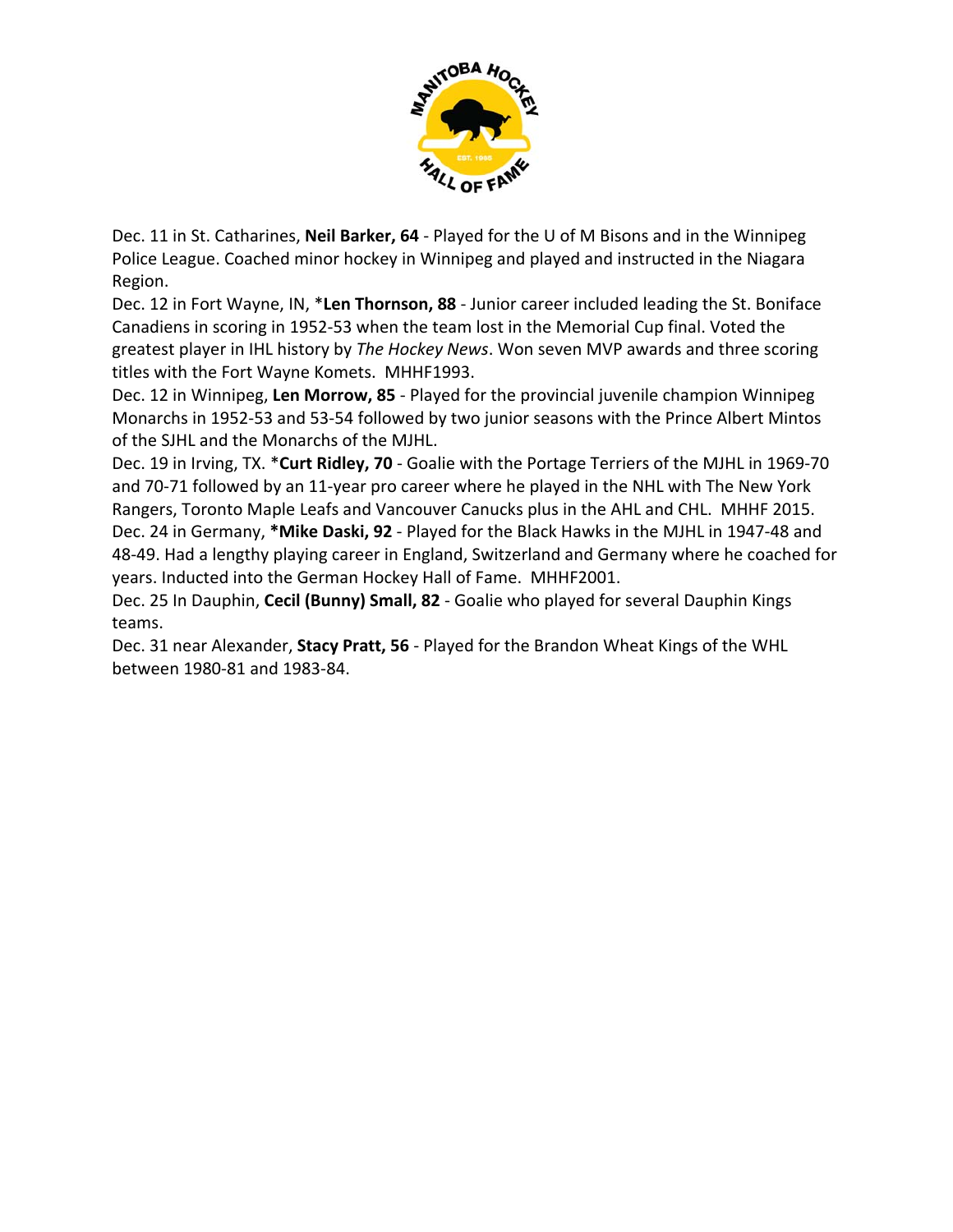Dec. 11 in St. Catharines, **Neil Barker, 64** - Played for the U of M Bisons and in the Winnipeg Police League. Coached minor hockey in Winnipeg and played and instructed in the Niagara Region.

Dec. 12 in Fort Wayne, IN, ***Len Thornson, 88** - Junior career included leading the St. Boniface Canadiens in scoring in 1952-53 when the team lost in the Memorial Cup final. Voted the greatest player in IHL history by *The Hockey News*. Won seven MVP awards and three scoring titles with the Fort Wayne Komets. MHHF1993.

Dec. 12 in Winnipeg, **Len Morrow, 85** - Played for the provincial juvenile champion Winnipeg Monarchs in 1952-53 and 53-54 followed by two junior seasons with the Prince Albert Mintos of the SJHL and the Monarchs of the MJHL.

Dec. 19 in Irving, TX. ***Curt Ridley, 70** - Goalie with the Portage Terriers of the MJHL in 1969-70 and 70-71 followed by an 11-year pro career where he played in the NHL with The New York Rangers, Toronto Maple Leafs and Vancouver Canucks plus in the AHL and CHL. MHHF 2015.

Dec. 24 in Germany, ***Mike Daski, 92** - Played for the Black Hawks in the MJHL in 1947-48 and 48-49. Had a lengthy playing career in England, Switzerland and Germany where he coached for years. Inducted into the German Hockey Hall of Fame. MHHF2001.

Dec. 25 In Dauphin, **Cecil (Bunny) Small, 82** - Goalie who played for several Dauphin Kings teams.

Dec. 31 near Alexander, **Stacy Pratt, 56** - Played for the Brandon Wheat Kings of the WHL between 1980-81 and 1983-84.